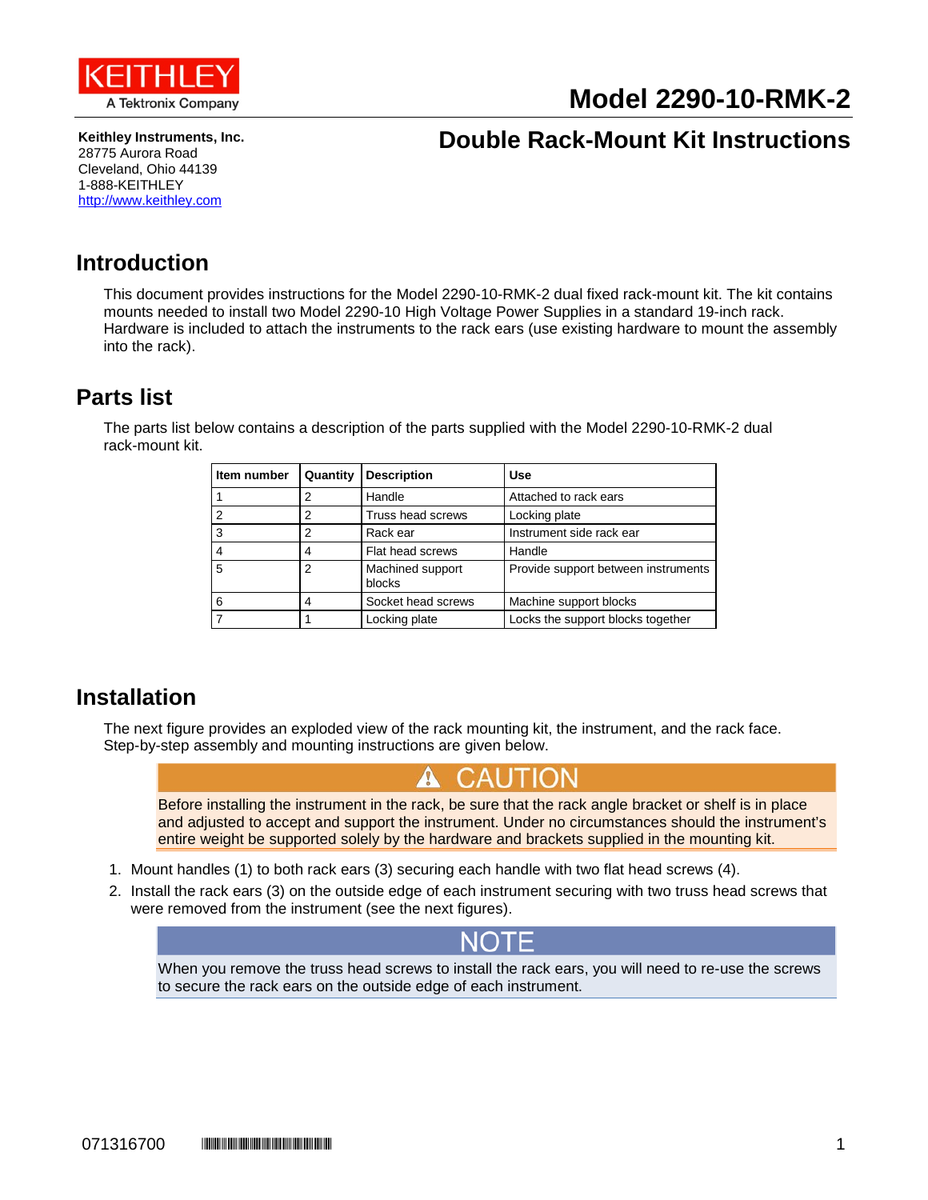KEITHLEY
A Tektronix Company

# Model 2290-10-RMK-2

## Double Rack-Mount Kit Instructions

**Keithley Instruments, Inc.**
28775 Aurora Road
Cleveland, Ohio 44139
1-888-KEITHLEY
http://www.keithley.com

## Introduction

This document provides instructions for the Model 2290-10-RMK-2 dual fixed rack-mount kit. The kit contains mounts needed to install two Model 2290-10 High Voltage Power Supplies in a standard 19-inch rack. Hardware is included to attach the instruments to the rack ears (use existing hardware to mount the assembly into the rack).

## Parts list

The parts list below contains a description of the parts supplied with the Model 2290-10-RMK-2 dual rack-mount kit.

| Item number | Quantity | Description | Use |
|---|---|---|---|
| 1 | 2 | Handle | Attached to rack ears |
| 2 | 2 | Truss head screws | Locking plate |
| 3 | 2 | Rack ear | Instrument side rack ear |
| 4 | 4 | Flat head screws | Handle |
| 5 | 2 | Machined support blocks | Provide support between instruments |
| 6 | 4 | Socket head screws | Machine support blocks |
| 7 | 1 | Locking plate | Locks the support blocks together |

## Installation

The next figure provides an exploded view of the rack mounting kit, the instrument, and the rack face. Step-by-step assembly and mounting instructions are given below.

> **⚠ CAUTION**
>
> Before installing the instrument in the rack, be sure that the rack angle bracket or shelf is in place and adjusted to accept and support the instrument. Under no circumstances should the instrument's entire weight be supported solely by the hardware and brackets supplied in the mounting kit.

1. Mount handles (1) to both rack ears (3) securing each handle with two flat head screws (4).
2. Install the rack ears (3) on the outside edge of each instrument securing with two truss head screws that were removed from the instrument (see the next figures).

> **NOTE**
>
> When you remove the truss head screws to install the rack ears, you will need to re-use the screws to secure the rack ears on the outside edge of each instrument.

071316700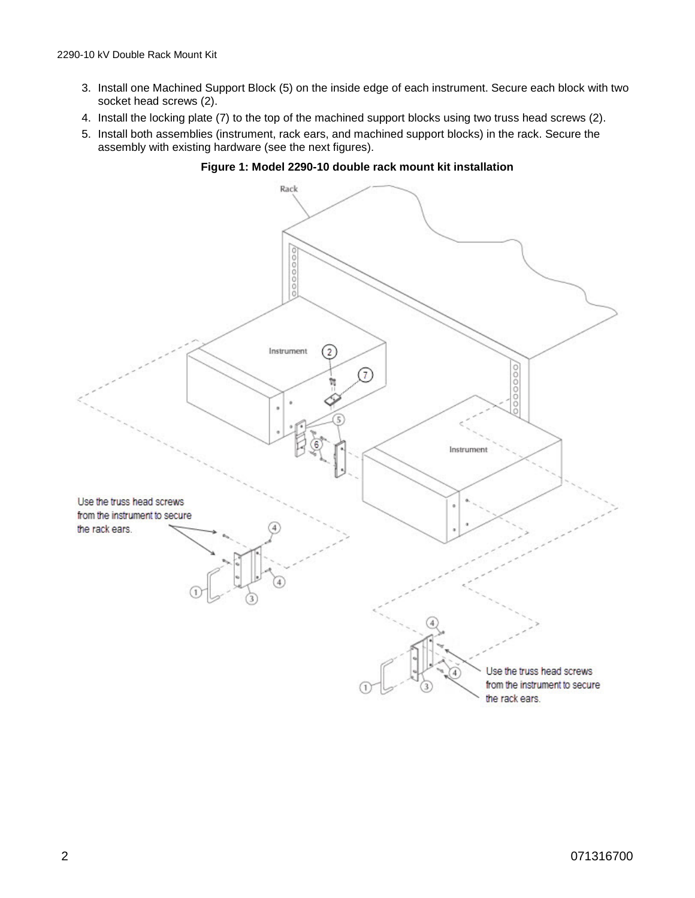3. Install one Machined Support Block (5) on the inside edge of each instrument. Secure each block with two socket head screws (2).
4. Install the locking plate (7) to the top of the machined support blocks using two truss head screws (2).
5. Install both assemblies (instrument, rack ears, and machined support blocks) in the rack. Secure the assembly with existing hardware (see the next figures).

**Figure 1: Model 2290-10 double rack mount kit installation**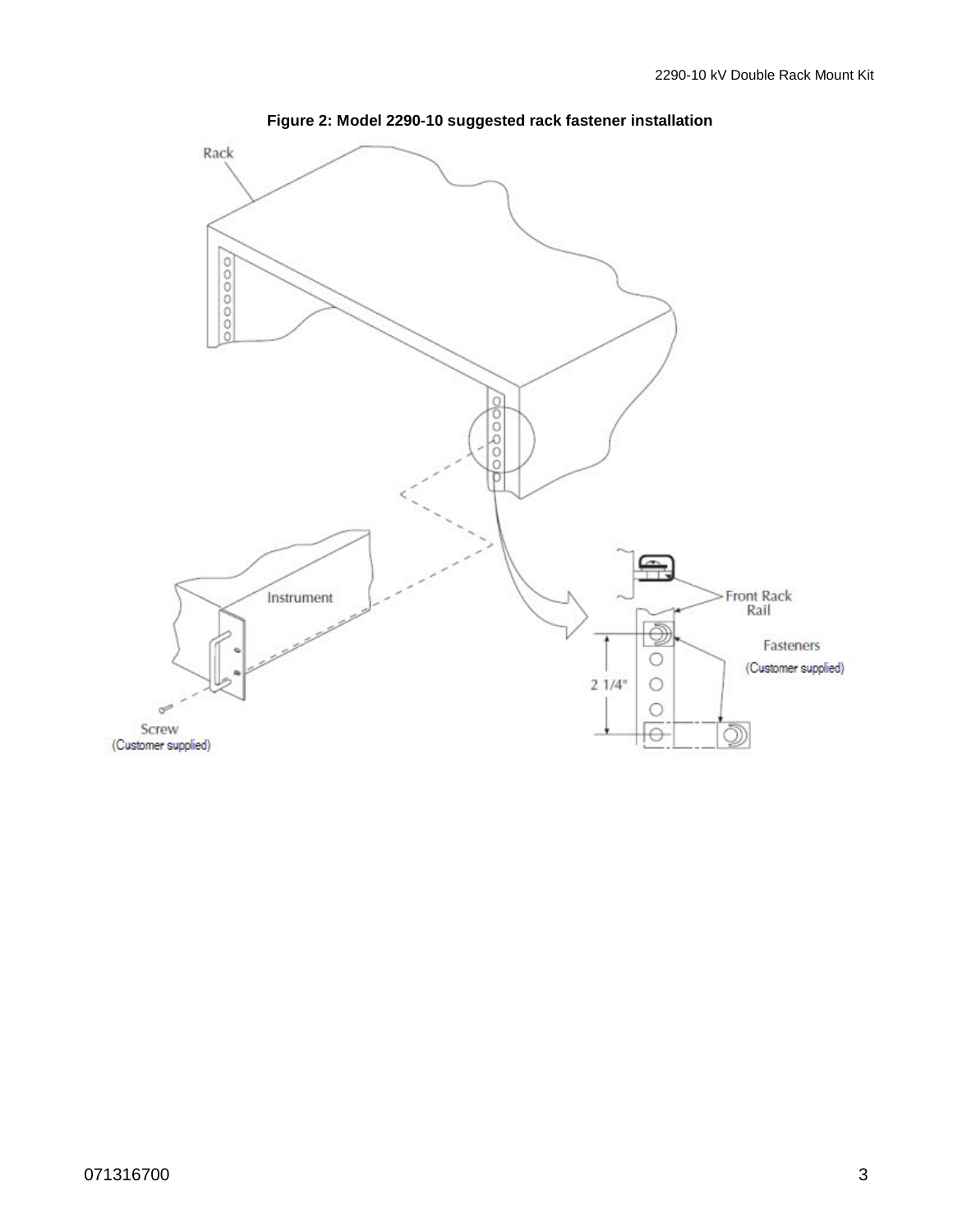**Figure 2: Model 2290-10 suggested rack fastener installation**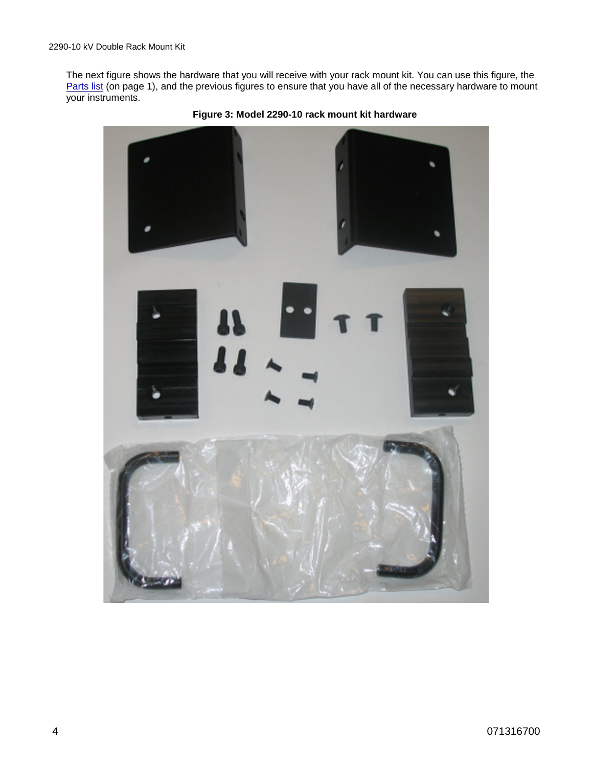The next figure shows the hardware that you will receive with your rack mount kit. You can use this figure, the Parts list (on page 1), and the previous figures to ensure that you have all of the necessary hardware to mount your instruments.

**Figure 3: Model 2290-10 rack mount kit hardware**